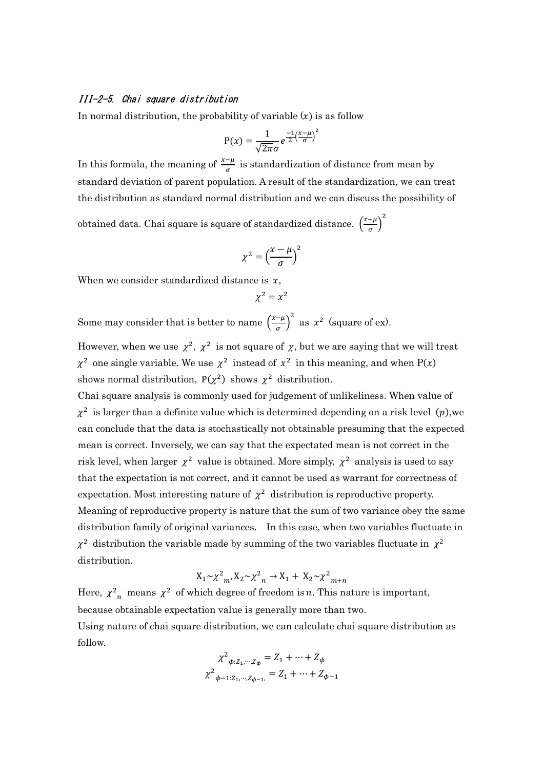### III-2-5. Chai square distribution

In normal distribution, the probability of variable $(x)$ is as follow

$$\mathrm{P}(x) = \frac{1}{\sqrt{2\pi}\sigma} e^{\frac{-1}{2}\left(\frac{x-\mu}{\sigma}\right)^2}$$

In this formula, the meaning of $\frac{x-\mu}{\sigma}$ is standardization of distance from mean by standard deviation of parent population. A result of the standardization, we can treat the distribution as standard normal distribution and we can discuss the possibility of obtained data. Chai square is square of standardized distance. $\left(\frac{x-\mu}{\sigma}\right)^2$

$$\chi^2 = \left(\frac{x-\mu}{\sigma}\right)^2$$

When we consider standardized distance is $x$,

$$\chi^2 = x^2$$

Some may consider that is better to name $\left(\frac{x-\mu}{\sigma}\right)^2$ as $x^2$ (square of ex).

However, when we use $\chi^2$, $\chi^2$ is not square of $\chi$, but we are saying that we will treat $\chi^2$ one single variable. We use $\chi^2$ instead of $x^2$ in this meaning, and when $\mathrm{P}(x)$ shows normal distribution, $\mathrm{P}(\chi^2)$ shows $\chi^2$ distribution.

Chai square analysis is commonly used for judgement of unlikeliness. When value of $\chi^2$ is larger than a definite value which is determined depending on a risk level $(p)$, we can conclude that the data is stochastically not obtainable presuming that the expected mean is correct. Inversely, we can say that the expectated mean is not correct in the risk level, when larger $\chi^2$ value is obtained. More simply, $\chi^2$ analysis is used to say that the expectation is not correct, and it cannot be used as warrant for correctness of expectation. Most interesting nature of $\chi^2$ distribution is reproductive property. Meaning of reproductive property is nature that the sum of two variance obey the same distribution family of original variances. In this case, when two variables fluctuate in $\chi^2$ distribution the variable made by summing of the two variables fluctuate in $\chi^2$ distribution.

$$\mathrm{X}_1 \sim {\chi^2}_m, \mathrm{X}_2 \sim {\chi^2}_n \rightarrow \mathrm{X}_1 + \mathrm{X}_2 \sim {\chi^2}_{m+n}$$

Here, ${\chi^2}_n$ means $\chi^2$ of which degree of freedom is $n$. This nature is important, because obtainable expectation value is generally more than two.

Using nature of chai square distribution, we can calculate chai square distribution as follow.

$${\chi^2}_{\phi:Z_1,\cdots,Z_\phi} = Z_1 + \cdots + Z_\phi$$

$${\chi^2}_{\phi-1:Z_1,\cdots,Z_{\phi-1},} = Z_1 + \cdots + Z_{\phi-1}$$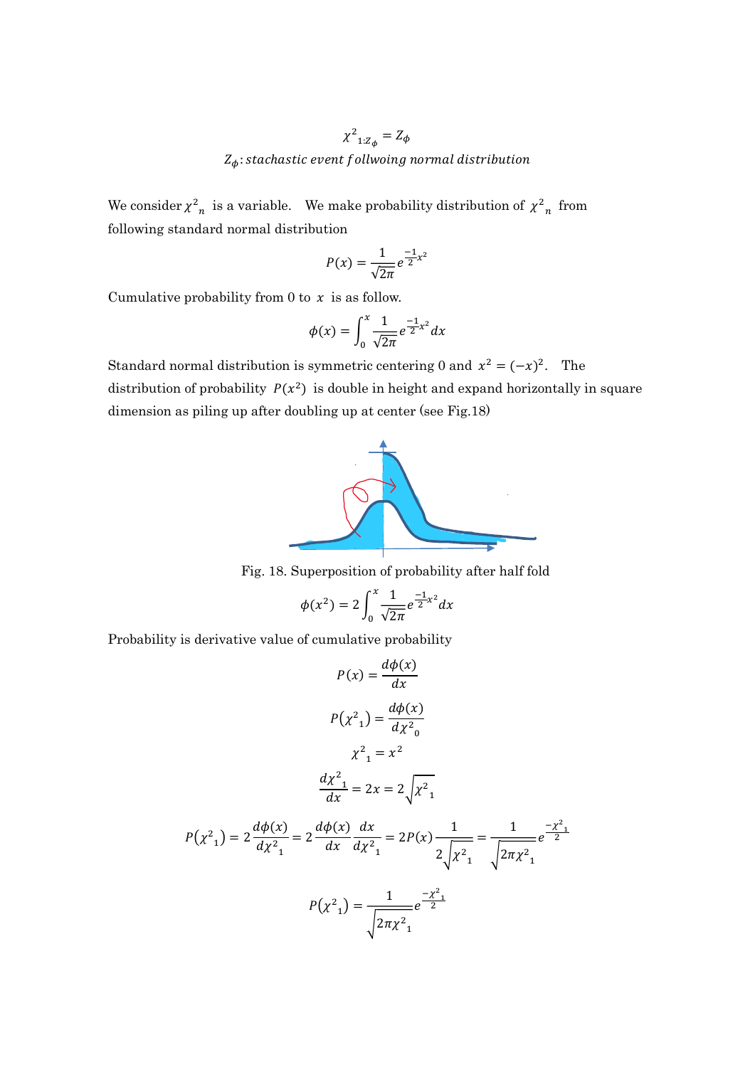$$\chi^2{}_{1:Z_\phi} = Z_\phi$$

$$Z_\phi : stachastic\ event\ follwoing\ normal\ distribution$$

We consider $\chi^2{}_n$ is a variable. We make probability distribution of $\chi^2{}_n$ from following standard normal distribution

$$P(x) = \frac{1}{\sqrt{2\pi}} e^{\frac{-1}{2}x^2}$$

Cumulative probability from 0 to $x$ is as follow.

$$\phi(x) = \int_0^x \frac{1}{\sqrt{2\pi}} e^{\frac{-1}{2}x^2} dx$$

Standard normal distribution is symmetric centering 0 and $x^2 = (-x)^2$. The distribution of probability $P(x^2)$ is double in height and expand horizontally in square dimension as piling up after doubling up at center (see Fig.18)

Fig. 18. Superposition of probability after half fold

$$\phi(x^2) = 2\int_0^x \frac{1}{\sqrt{2\pi}} e^{\frac{-1}{2}x^2} dx$$

Probability is derivative value of cumulative probability

$$P(x) = \frac{d\phi(x)}{dx}$$

$$P(\chi^2{}_1) = \frac{d\phi(x)}{d\chi^2{}_0}$$

$$\chi^2{}_1 = x^2$$

$$\frac{d\chi^2{}_1}{dx} = 2x = 2\sqrt{\chi^2{}_1}$$

$$P(\chi^2{}_1) = 2\frac{d\phi(x)}{d\chi^2{}_1} = 2\frac{d\phi(x)}{dx}\frac{dx}{d\chi^2{}_1} = 2P(x)\frac{1}{2\sqrt{\chi^2{}_1}} = \frac{1}{\sqrt{2\pi\chi^2{}_1}} e^{\frac{-\chi^2{}_1}{2}}$$

$$P(\chi^2{}_1) = \frac{1}{\sqrt{2\pi\chi^2{}_1}} e^{\frac{-\chi^2{}_1}{2}}$$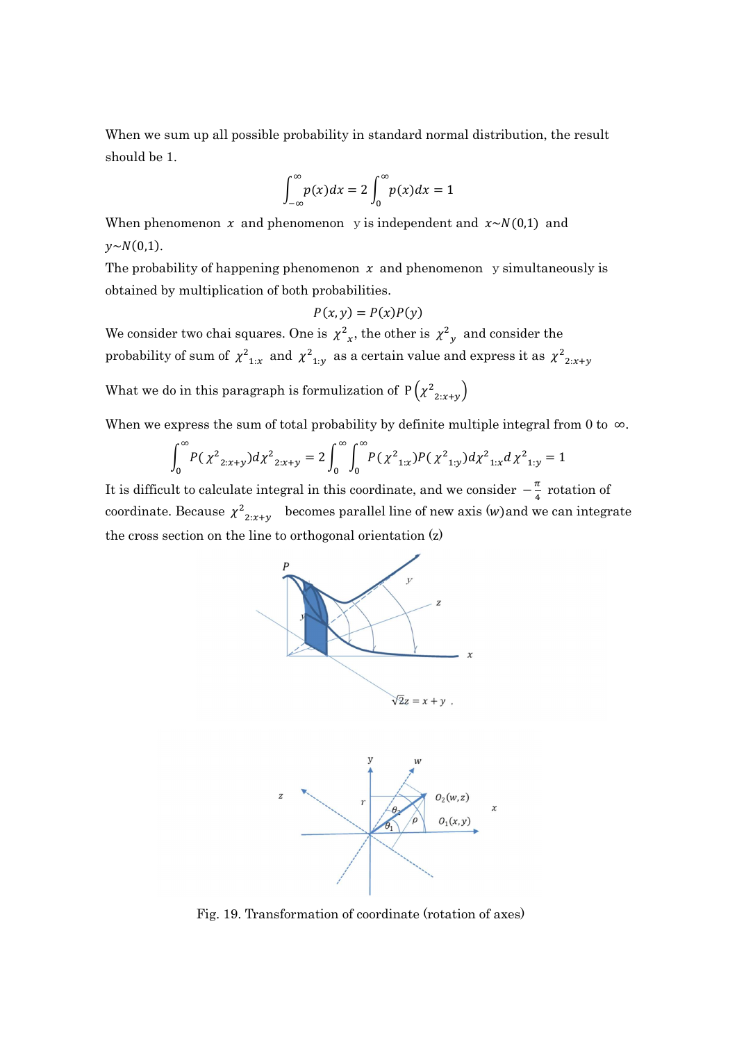When we sum up all possible probability in standard normal distribution, the result should be 1.

$$\int_{-\infty}^{\infty} p(x)dx = 2\int_{0}^{\infty} p(x)dx = 1$$

When phenomenon $x$ and phenomenon y is independent and $x \sim N(0,1)$ and $y \sim N(0,1)$.

The probability of happening phenomenon $x$ and phenomenon y simultaneously is obtained by multiplication of both probabilities.

$$P(x,y) = P(x)P(y)$$

We consider two chai squares. One is $\chi^2{}_x$, the other is $\chi^2{}_y$ and consider the probability of sum of $\chi^2{}_{1:x}$ and $\chi^2{}_{1:y}$ as a certain value and express it as $\chi^2{}_{2:x+y}$

What we do in this paragraph is formulization of $\mathrm{P}\left(\chi^2{}_{2:x+y}\right)$

When we express the sum of total probability by definite multiple integral from 0 to $\infty$.

$$\int_0^{\infty} P(\chi^2{}_{2:x+y})d\chi^2{}_{2:x+y} = 2\int_0^{\infty}\int_0^{\infty} P(\chi^2{}_{1:x})P(\chi^2{}_{1:y})d\chi^2{}_{1:x}d\chi^2{}_{1:y} = 1$$

It is difficult to calculate integral in this coordinate, and we consider $-\frac{\pi}{4}$ rotation of coordinate. Because $\chi^2{}_{2:x+y}$ becomes parallel line of new axis $(w)$ and we can integrate the cross section on the line to orthogonal orientation (z)

Fig. 19. Transformation of coordinate (rotation of axes)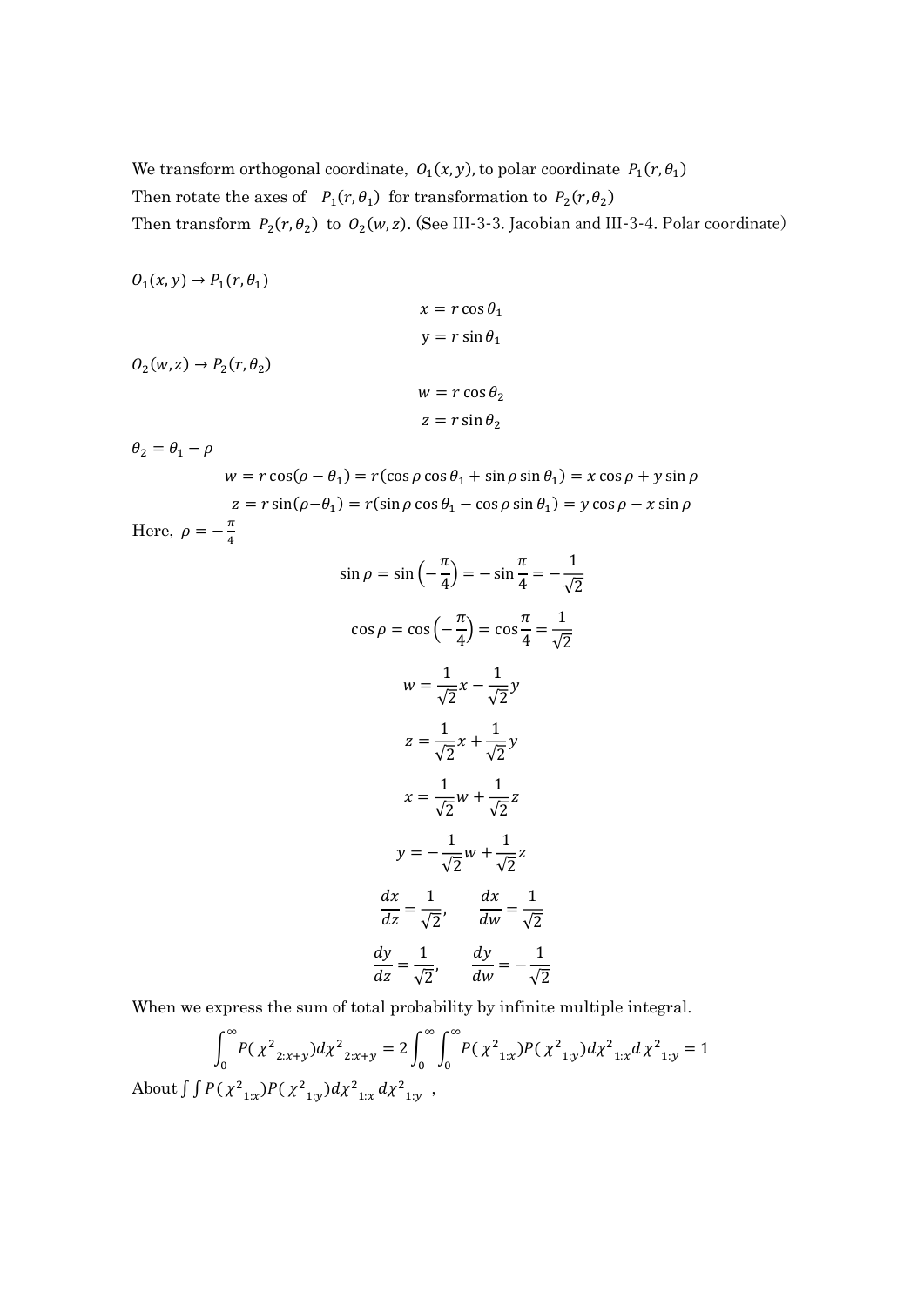We transform orthogonal coordinate, $O_1(x,y)$, to polar coordinate $P_1(r,\theta_1)$

Then rotate the axes of $P_1(r,\theta_1)$ for transformation to $P_2(r,\theta_2)$

Then transform $P_2(r,\theta_2)$ to $O_2(w,z)$. (See III-3-3. Jacobian and III-3-4. Polar coordinate)

$O_1(x,y) \rightarrow P_1(r,\theta_1)$

$$x = r\cos\theta_1$$

$$y = r\sin\theta_1$$

$O_2(w,z) \rightarrow P_2(r,\theta_2)$

$$w = r\cos\theta_2$$

$$z = r\sin\theta_2$$

$\theta_2 = \theta_1 - \rho$

$$w = r\cos(\rho - \theta_1) = r(\cos\rho\cos\theta_1 + \sin\rho\sin\theta_1) = x\cos\rho + y\sin\rho$$

$$z = r\sin(\rho - \theta_1) = r(\sin\rho\cos\theta_1 - \cos\rho\sin\theta_1) = y\cos\rho - x\sin\rho$$

Here, $\rho = -\frac{\pi}{4}$

$$\sin\rho = \sin\left(-\frac{\pi}{4}\right) = -\sin\frac{\pi}{4} = -\frac{1}{\sqrt{2}}$$

$$\cos\rho = \cos\left(-\frac{\pi}{4}\right) = \cos\frac{\pi}{4} = \frac{1}{\sqrt{2}}$$

$$w = \frac{1}{\sqrt{2}}x - \frac{1}{\sqrt{2}}y$$

$$z = \frac{1}{\sqrt{2}}x + \frac{1}{\sqrt{2}}y$$

$$x = \frac{1}{\sqrt{2}}w + \frac{1}{\sqrt{2}}z$$

$$y = -\frac{1}{\sqrt{2}}w + \frac{1}{\sqrt{2}}z$$

$$\frac{dx}{dz} = \frac{1}{\sqrt{2}}, \qquad \frac{dx}{dw} = \frac{1}{\sqrt{2}}$$

$$\frac{dy}{dz} = \frac{1}{\sqrt{2}}, \qquad \frac{dy}{dw} = -\frac{1}{\sqrt{2}}$$

When we express the sum of total probability by infinite multiple integral.

$$\int_0^\infty P({\chi^2}_{2:x+y})d\chi^2_{2:x+y} = 2\int_0^\infty\int_0^\infty P({\chi^2}_{1:x})P({\chi^2}_{1:y})d{\chi^2}_{1:x}d\,{\chi^2}_{1:y} = 1$$

About $\int\int P({\chi^2}_{1:x})P({\chi^2}_{1:y})d{\chi^2}_{1:x}\,d{\chi^2}_{1:y}$ ,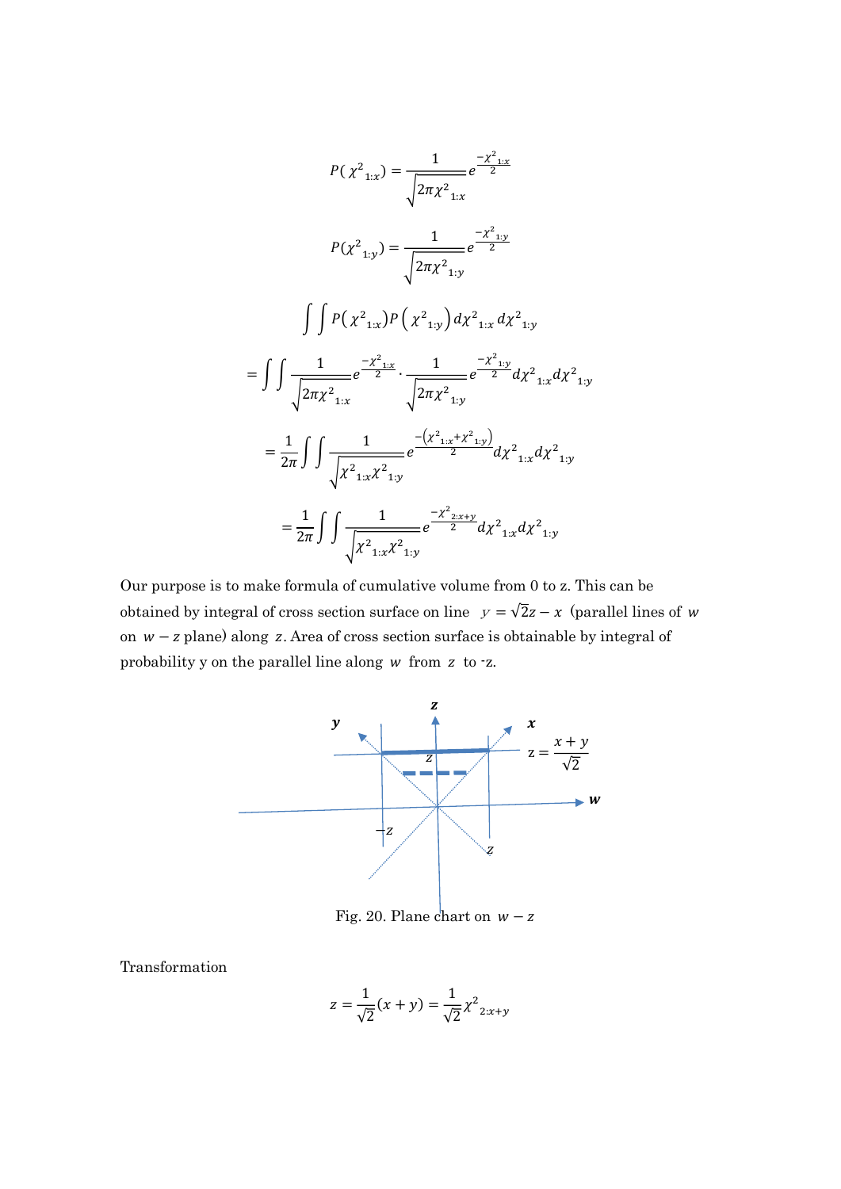$$P(\chi^2{}_{1:x}) = \frac{1}{\sqrt{2\pi\chi^2{}_{1:x}}} e^{\frac{-\chi^2{}_{1:x}}{2}}$$

$$P(\chi^2{}_{1:y}) = \frac{1}{\sqrt{2\pi\chi^2{}_{1:y}}} e^{\frac{-\chi^2{}_{1:y}}{2}}$$

$$\int\int P(\chi^2{}_{1:x}) P\left(\chi^2{}_{1:y}\right) d\chi^2{}_{1:x}\, d\chi^2{}_{1:y}$$

$$= \int\int \frac{1}{\sqrt{2\pi\chi^2{}_{1:x}}} e^{\frac{-\chi^2{}_{1:x}}{2}} \cdot \frac{1}{\sqrt{2\pi\chi^2{}_{1:y}}} e^{\frac{-\chi^2{}_{1:y}}{2}} d\chi^2{}_{1:x} d\chi^2{}_{1:y}$$

$$= \frac{1}{2\pi} \int\int \frac{1}{\sqrt{\chi^2{}_{1:x}\chi^2{}_{1:y}}} e^{\frac{-\left(\chi^2{}_{1:x}+\chi^2{}_{1:y}\right)}{2}} d\chi^2{}_{1:x} d\chi^2{}_{1:y}$$

$$= \frac{1}{2\pi} \int\int \frac{1}{\sqrt{\chi^2{}_{1:x}\chi^2{}_{1:y}}} e^{\frac{-\chi^2{}_{2:x+y}}{2}} d\chi^2{}_{1:x} d\chi^2{}_{1:y}$$

Our purpose is to make formula of cumulative volume from 0 to z. This can be obtained by integral of cross section surface on line $y = \sqrt{2}z - x$ (parallel lines of $w$ on $w - z$ plane) along $z$. Area of cross section surface is obtainable by integral of probability y on the parallel line along $w$ from $z$ to -z.

Fig. 20. Plane chart on $w - z$

Transformation

$$z = \frac{1}{\sqrt{2}}(x + y) = \frac{1}{\sqrt{2}}\chi^2{}_{2:x+y}$$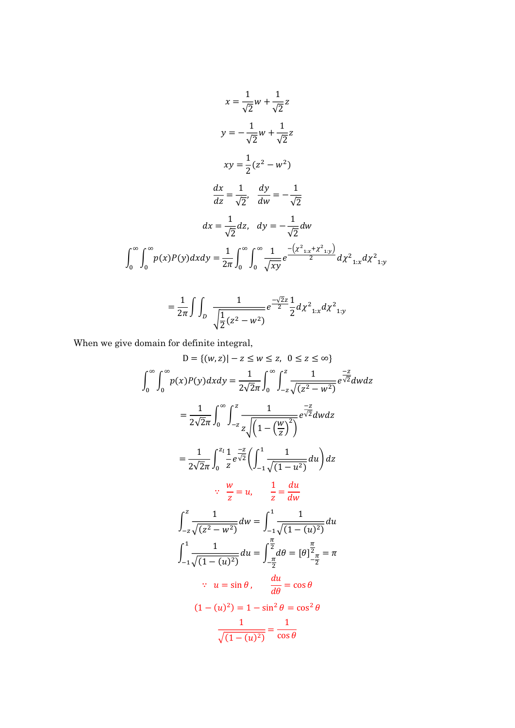$$x = \frac{1}{\sqrt{2}}w + \frac{1}{\sqrt{2}}z$$

$$y = -\frac{1}{\sqrt{2}}w + \frac{1}{\sqrt{2}}z$$

$$xy = \frac{1}{2}(z^2 - w^2)$$

$$\frac{dx}{dz} = \frac{1}{\sqrt{2}}, \quad \frac{dy}{dw} = -\frac{1}{\sqrt{2}}$$

$$dx = \frac{1}{\sqrt{2}}dz, \quad dy = -\frac{1}{\sqrt{2}}dw$$

$$\int_0^\infty \int_0^\infty p(x)P(y)dxdy = \frac{1}{2\pi}\int_0^\infty \int_0^\infty \frac{1}{\sqrt{xy}} e^{\frac{-\left({\chi^2}_{1:x} + {\chi^2}_{1:y}\right)}{2}} d{\chi^2}_{1:x} d{\chi^2}_{1:y}$$

$$= \frac{1}{2\pi}\int\int_D \frac{1}{\sqrt{\frac{1}{2}(z^2 - w^2)}} e^{\frac{-\sqrt{2}z}{2}} \frac{1}{2} d{\chi^2}_{1:x} d{\chi^2}_{1:y}$$

When we give domain for definite integral,

$$\mathrm{D} = \{(w, z)| - z \le w \le z, \ \ 0 \le z \le \infty\}$$

$$\int_0^\infty \int_0^\infty p(x)P(y)dxdy = \frac{1}{2\sqrt{2}\pi}\int_0^\infty \int_{-z}^{z} \frac{1}{\sqrt{(z^2 - w^2)}} e^{\frac{-z}{\sqrt{2}}} dwdz$$

$$= \frac{1}{2\sqrt{2}\pi}\int_0^\infty \int_{-z}^{z} \frac{1}{z\sqrt{\left(1 - \left(\frac{w}{z}\right)^2\right)}} e^{\frac{-z}{\sqrt{2}}} dwdz$$

$$= \frac{1}{2\sqrt{2}\pi}\int_0^{z_l} \frac{1}{z} e^{\frac{-z}{\sqrt{2}}} \left(\int_{-1}^{1} \frac{1}{\sqrt{(1 - u^2)}} du\right) dz$$

$$\because \ \frac{w}{z} = u, \qquad \frac{1}{z} = \frac{du}{dw}$$

$$\int_{-z}^{z} \frac{1}{\sqrt{(z^2 - w^2)}} dw = \int_{-1}^{1} \frac{1}{\sqrt{(1 - (u)^2)}} du$$

$$\int_{-1}^{1} \frac{1}{\sqrt{(1 - (u)^2)}} du = \int_{-\frac{\pi}{2}}^{\frac{\pi}{2}} d\theta = [\theta]_{-\frac{\pi}{2}}^{\frac{\pi}{2}} = \pi$$

$$\because \ u = \sin\theta, \qquad \frac{du}{d\theta} = \cos\theta$$

$$(1 - (u)^2) = 1 - \sin^2\theta = \cos^2\theta$$

$$\frac{1}{\sqrt{(1 - (u)^2)}} = \frac{1}{\cos\theta}$$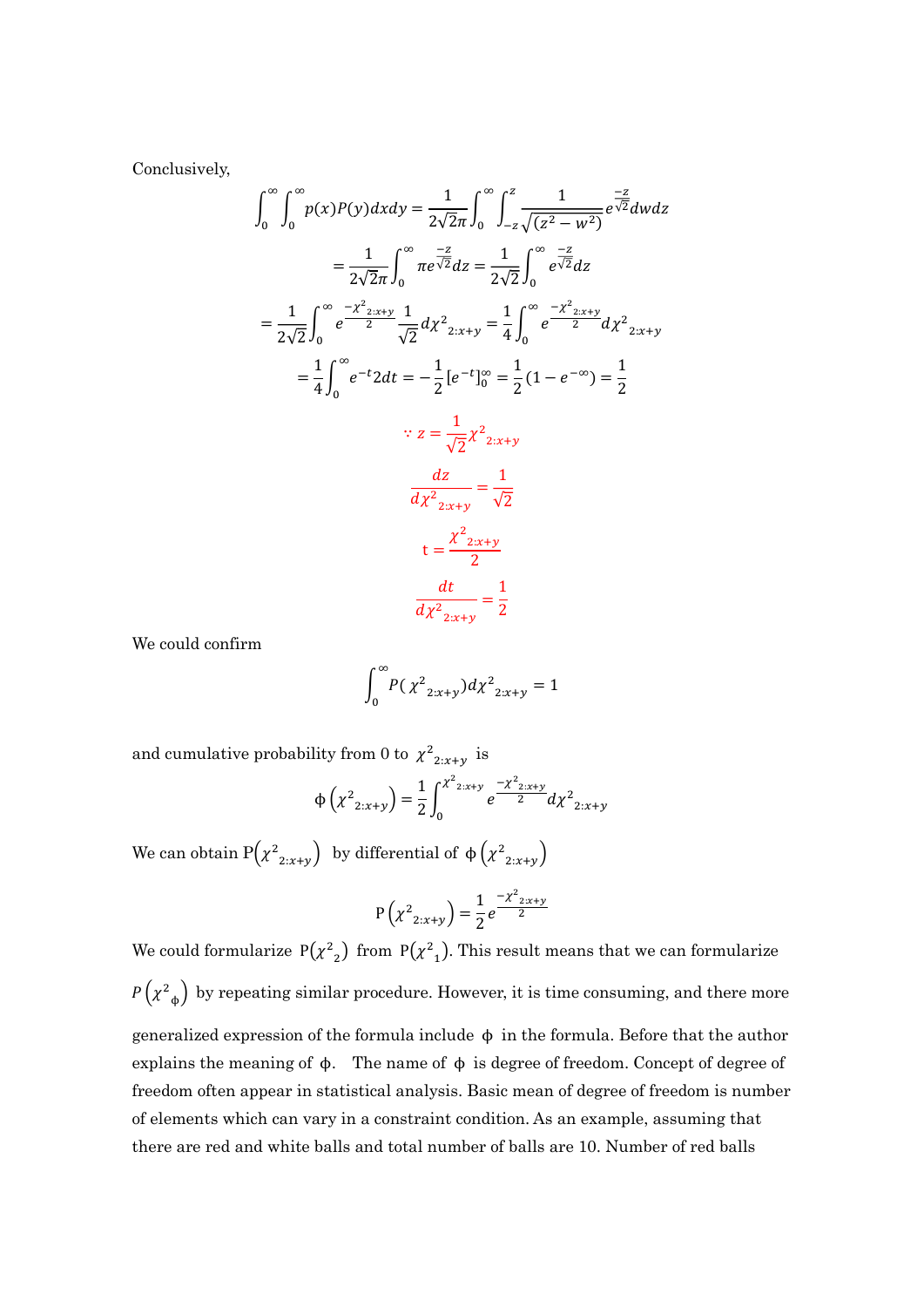Conclusively,

$$\int_0^\infty \int_0^\infty p(x)P(y)dxdy = \frac{1}{2\sqrt{2}\pi}\int_0^\infty \int_{-z}^{z} \frac{1}{\sqrt{(z^2-w^2)}} e^{\frac{-z}{\sqrt{2}}} dwdz$$

$$= \frac{1}{2\sqrt{2}\pi}\int_0^\infty \pi e^{\frac{-z}{\sqrt{2}}} dz = \frac{1}{2\sqrt{2}}\int_0^\infty e^{\frac{-z}{\sqrt{2}}} dz$$

$$= \frac{1}{2\sqrt{2}}\int_0^\infty e^{\frac{-\chi^2{}_{2:x+y}}{2}} \frac{1}{\sqrt{2}} d\chi^2{}_{2:x+y} = \frac{1}{4}\int_0^\infty e^{\frac{-\chi^2{}_{2:x+y}}{2}} d\chi^2{}_{2:x+y}$$

$$= \frac{1}{4}\int_0^\infty e^{-t}2dt = -\frac{1}{2}\left[e^{-t}\right]_0^\infty = \frac{1}{2}(1-e^{-\infty}) = \frac{1}{2}$$

$$\because z = \frac{1}{\sqrt{2}}\chi^2{}_{2:x+y}$$

$$\frac{dz}{d\chi^2{}_{2:x+y}} = \frac{1}{\sqrt{2}}$$

$$t = \frac{\chi^2{}_{2:x+y}}{2}$$

$$\frac{dt}{d\chi^2{}_{2:x+y}} = \frac{1}{2}$$

We could confirm

$$\int_0^\infty P(\chi^2{}_{2:x+y})d\chi^2{}_{2:x+y} = 1$$

and cumulative probability from 0 to $\chi^2{}_{2:x+y}$ is

$$\phi\left(\chi^2{}_{2:x+y}\right) = \frac{1}{2}\int_0^{\chi^2{}_{2:x+y}} e^{\frac{-\chi^2{}_{2:x+y}}{2}} d\chi^2{}_{2:x+y}$$

We can obtain $P\left(\chi^2{}_{2:x+y}\right)$ by differential of $\phi\left(\chi^2{}_{2:x+y}\right)$

$$P\left(\chi^2{}_{2:x+y}\right) = \frac{1}{2}e^{\frac{-\chi^2{}_{2:x+y}}{2}}$$

We could formularize $P(\chi^2{}_2)$ from $P(\chi^2{}_1)$. This result means that we can formularize $P\left(\chi^2{}_\phi\right)$ by repeating similar procedure. However, it is time consuming, and there more generalized expression of the formula include $\phi$ in the formula. Before that the author explains the meaning of $\phi$. The name of $\phi$ is degree of freedom. Concept of degree of freedom often appear in statistical analysis. Basic mean of degree of freedom is number of elements which can vary in a constraint condition. As an example, assuming that there are red and white balls and total number of balls are 10. Number of red balls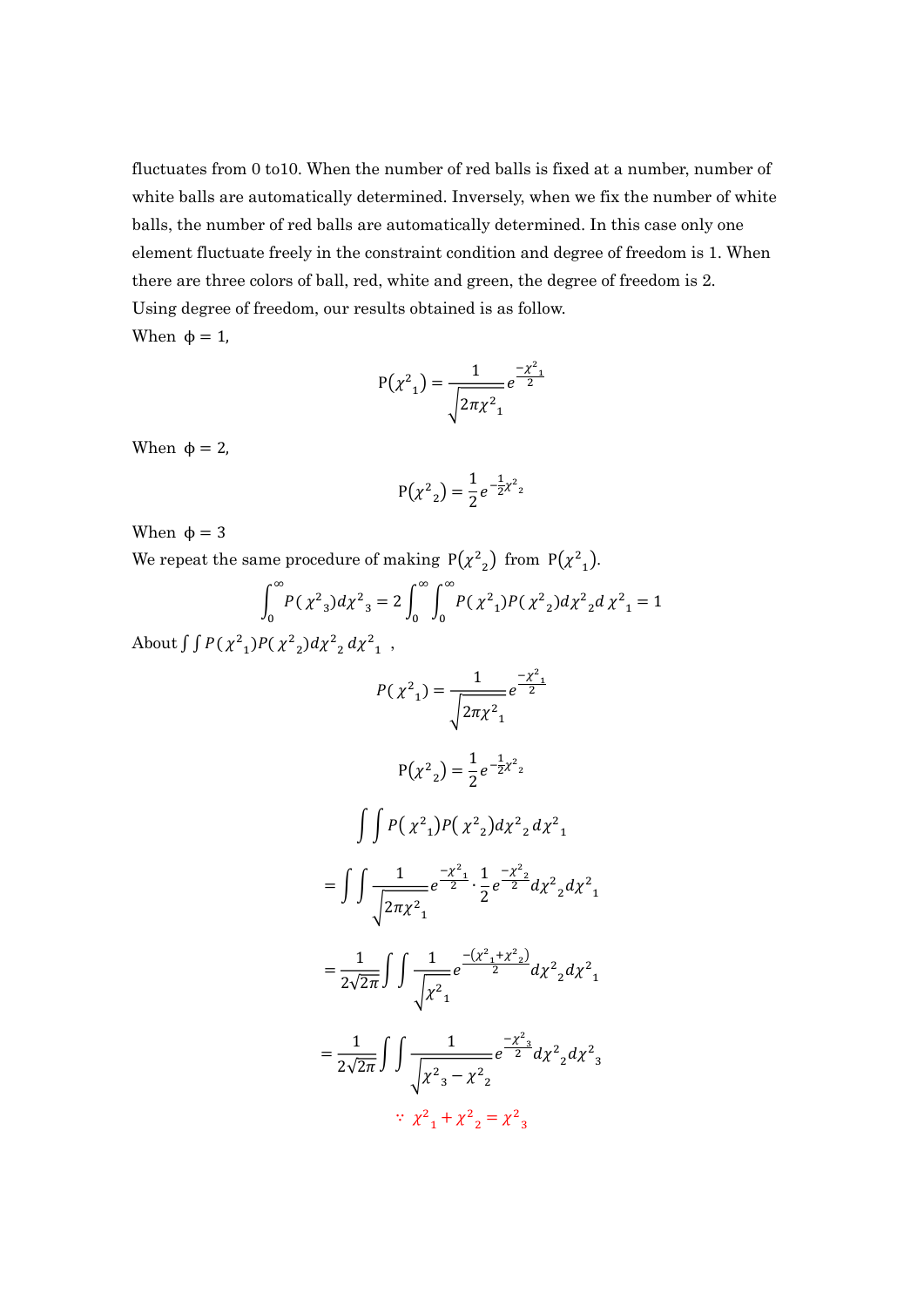fluctuates from 0 to10. When the number of red balls is fixed at a number, number of white balls are automatically determined. Inversely, when we fix the number of white balls, the number of red balls are automatically determined. In this case only one element fluctuate freely in the constraint condition and degree of freedom is 1. When there are three colors of ball, red, white and green, the degree of freedom is 2.

Using degree of freedom, our results obtained is as follow.

When $\phi = 1$,

$$\mathrm{P}({\chi^2}_1) = \frac{1}{\sqrt{2\pi {\chi^2}_1}} e^{\frac{-{\chi^2}_1}{2}}$$

When $\phi = 2$,

$$\mathrm{P}({\chi^2}_2) = \frac{1}{2} e^{-\frac{1}{2}{\chi^2}_2}$$

When $\phi = 3$

We repeat the same procedure of making $\mathrm{P}({\chi^2}_2)$ from $\mathrm{P}({\chi^2}_1)$.

$$\int_0^\infty P({\chi^2}_3) d{\chi^2}_3 = 2\int_0^\infty \int_0^\infty P({\chi^2}_1) P({\chi^2}_2) d{\chi^2}_2 d{\chi^2}_1 = 1$$

About $\int\int P({\chi^2}_1) P({\chi^2}_2) d{\chi^2}_2 d{\chi^2}_1$ ,

$$P({\chi^2}_1) = \frac{1}{\sqrt{2\pi {\chi^2}_1}} e^{\frac{-{\chi^2}_1}{2}}$$

$$\mathrm{P}({\chi^2}_2) = \frac{1}{2} e^{-\frac{1}{2}{\chi^2}_2}$$

$$\int\int P({\chi^2}_1) P({\chi^2}_2) d{\chi^2}_2 d{\chi^2}_1$$

$$= \int\int \frac{1}{\sqrt{2\pi {\chi^2}_1}} e^{\frac{-{\chi^2}_1}{2}} \cdot \frac{1}{2} e^{\frac{-{\chi^2}_2}{2}} d{\chi^2}_2 d{\chi^2}_1$$

$$= \frac{1}{2\sqrt{2\pi}} \int\int \frac{1}{\sqrt{{\chi^2}_1}} e^{\frac{-({\chi^2}_1 + {\chi^2}_2)}{2}} d{\chi^2}_2 d{\chi^2}_1$$

$$= \frac{1}{2\sqrt{2\pi}} \int\int \frac{1}{\sqrt{{\chi^2}_3 - {\chi^2}_2}} e^{\frac{-{\chi^2}_3}{2}} d{\chi^2}_2 d{\chi^2}_3$$

$$\because {\chi^2}_1 + {\chi^2}_2 = {\chi^2}_3$$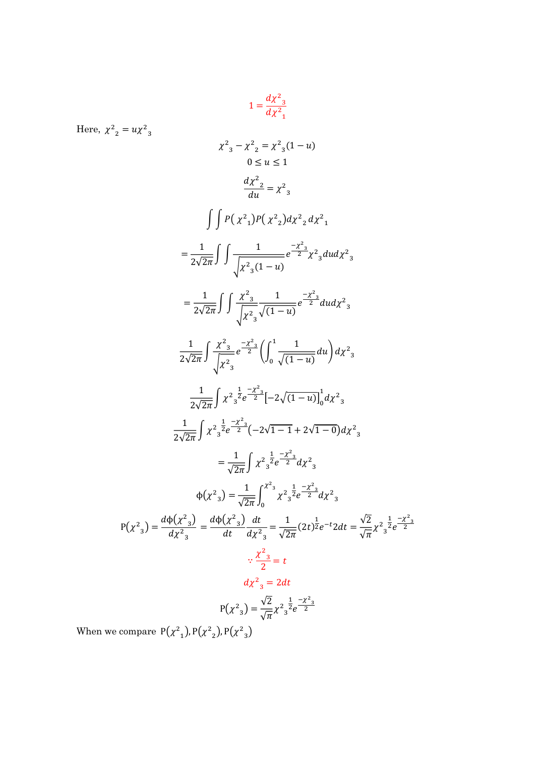$$1 = \frac{d{\chi^2}_3}{d{\chi^2}_1}$$

Here, ${\chi^2}_2 = u{\chi^2}_3$

$${\chi^2}_3 - {\chi^2}_2 = {\chi^2}_3(1-u)$$

$$0 \le u \le 1$$

$$\frac{d{\chi^2}_2}{du} = {\chi^2}_3$$

$$\int\int P({\chi^2}_1)P({\chi^2}_2)d{\chi^2}_2\,d{\chi^2}_1$$

$$= \frac{1}{2\sqrt{2\pi}}\int\int \frac{1}{\sqrt{{\chi^2}_3(1-u)}}e^{\frac{-{\chi^2}_3}{2}}{\chi^2}_3\,du\,d{\chi^2}_3$$

$$= \frac{1}{2\sqrt{2\pi}}\int\int \frac{{\chi^2}_3}{\sqrt{{\chi^2}_3}}\frac{1}{\sqrt{(1-u)}}e^{\frac{-{\chi^2}_3}{2}}du\,d{\chi^2}_3$$

$$\frac{1}{2\sqrt{2\pi}}\int \frac{{\chi^2}_3}{\sqrt{{\chi^2}_3}}e^{\frac{-{\chi^2}_3}{2}}\left(\int_0^1 \frac{1}{\sqrt{(1-u)}}du\right)d{\chi^2}_3$$

$$\frac{1}{2\sqrt{2\pi}}\int {{\chi^2}_3}^{\frac{1}{2}}e^{\frac{-{\chi^2}_3}{2}}\left[-2\sqrt{(1-u)}\right]_0^1 d{\chi^2}_3$$

$$\frac{1}{2\sqrt{2\pi}}\int {{\chi^2}_3}^{\frac{1}{2}}e^{\frac{-{\chi^2}_3}{2}}\left(-2\sqrt{1-1}+2\sqrt{1-0}\right)d{\chi^2}_3$$

$$= \frac{1}{\sqrt{2\pi}}\int {{\chi^2}_3}^{\frac{1}{2}}e^{\frac{-{\chi^2}_3}{2}}d{\chi^2}_3$$

$$\phi({\chi^2}_3) = \frac{1}{\sqrt{2\pi}}\int_0^{{\chi^2}_3} {{\chi^2}_3}^{\frac{1}{2}}e^{\frac{-{\chi^2}_3}{2}}d{\chi^2}_3$$

$$\mathrm{P}({\chi^2}_3) = \frac{d\phi({\chi^2}_3)}{d{\chi^2}_3} = \frac{d\phi({\chi^2}_3)}{dt}\frac{dt}{d{\chi^2}_3} = \frac{1}{\sqrt{2\pi}}(2t)^{\frac{1}{2}}e^{-t}2dt = \frac{\sqrt{2}}{\sqrt{\pi}}{\chi^2}_3^{\frac{1}{2}}e^{\frac{-{\chi^2}_3}{2}}$$

$$\because \frac{{\chi^2}_3}{2} = t$$

$$d{\chi^2}_3 = 2dt$$

$$\mathrm{P}({\chi^2}_3) = \frac{\sqrt{2}}{\sqrt{\pi}}{\chi^2}_3^{\frac{1}{2}}e^{\frac{-{\chi^2}_3}{2}}$$

When we compare $\mathrm{P}({\chi^2}_1), \mathrm{P}({\chi^2}_2), \mathrm{P}({\chi^2}_3)$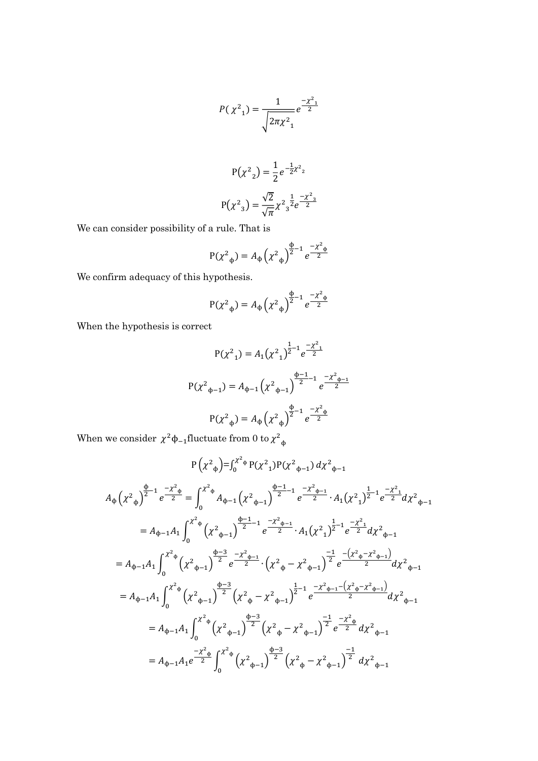$$P(\chi^2{}_1) = \frac{1}{\sqrt{2\pi\chi^2{}_1}} e^{\frac{-\chi^2{}_1}{2}}$$

$$\mathrm{P}(\chi^2{}_2) = \frac{1}{2} e^{-\frac{1}{2}\chi^2{}_2}$$

$$\mathrm{P}(\chi^2{}_3) = \frac{\sqrt{2}}{\sqrt{\pi}} \chi^2{}_3{}^{\frac{1}{2}} e^{\frac{-\chi^2{}_3}{2}}$$

We can consider possibility of a rule. That is

$$\mathrm{P}(\chi^2{}_\phi) = A_\phi \left(\chi^2{}_\phi\right)^{\frac{\phi}{2}-1} e^{\frac{-\chi^2{}_\phi}{2}}$$

We confirm adequacy of this hypothesis.

$$\mathrm{P}(\chi^2{}_\phi) = A_\phi \left(\chi^2{}_\phi\right)^{\frac{\phi}{2}-1} e^{\frac{-\chi^2{}_\phi}{2}}$$

When the hypothesis is correct

$$\mathrm{P}(\chi^2{}_1) = A_1 \left(\chi^2{}_1\right)^{\frac{1}{2}-1} e^{\frac{-\chi^2{}_1}{2}}$$

$$\mathrm{P}(\chi^2{}_{\phi-1}) = A_{\phi-1} \left(\chi^2{}_{\phi-1}\right)^{\frac{\phi-1}{2}-1} e^{\frac{-\chi^2{}_{\phi-1}}{2}}$$

$$\mathrm{P}(\chi^2{}_\phi) = A_\phi \left(\chi^2{}_\phi\right)^{\frac{\phi}{2}-1} e^{\frac{-\chi^2{}_\phi}{2}}$$

When we consider $\chi^2\phi_{-1}$ fluctuate from 0 to $\chi^2{}_\phi$

$$\mathrm{P}\left(\chi^2{}_\phi\right) = \int_0^{\chi^2{}_\phi} \mathrm{P}(\chi^2{}_1)\mathrm{P}(\chi^2{}_{\phi-1})\, d\chi^2{}_{\phi-1}$$

$$A_\phi \left(\chi^2{}_\phi\right)^{\frac{\phi}{2}-1} e^{\frac{-\chi^2{}_\phi}{2}} = \int_0^{\chi^2{}_\phi} A_{\phi-1} \left(\chi^2{}_{\phi-1}\right)^{\frac{\phi-1}{2}-1} e^{\frac{-\chi^2{}_{\phi-1}}{2}} \cdot A_1 \left(\chi^2{}_1\right)^{\frac{1}{2}-1} e^{\frac{-\chi^2{}_1}{2}} d\chi^2{}_{\phi-1}$$

$$= A_{\phi-1} A_1 \int_0^{\chi^2{}_\phi} \left(\chi^2{}_{\phi-1}\right)^{\frac{\phi-1}{2}-1} e^{\frac{-\chi^2{}_{\phi-1}}{2}} \cdot A_1 \left(\chi^2{}_1\right)^{\frac{1}{2}-1} e^{\frac{-\chi^2{}_1}{2}} d\chi^2{}_{\phi-1}$$

$$= A_{\phi-1} A_1 \int_0^{\chi^2{}_\phi} \left(\chi^2{}_{\phi-1}\right)^{\frac{\phi-3}{2}} e^{\frac{-\chi^2{}_{\phi-1}}{2}} \cdot \left(\chi^2{}_\phi - \chi^2{}_{\phi-1}\right)^{\frac{-1}{2}} e^{\frac{-\left(\chi^2{}_\phi - \chi^2{}_{\phi-1}\right)}{2}} d\chi^2{}_{\phi-1}$$

$$= A_{\phi-1} A_1 \int_0^{\chi^2{}_\phi} \left(\chi^2{}_{\phi-1}\right)^{\frac{\phi-3}{2}} \left(\chi^2{}_\phi - \chi^2{}_{\phi-1}\right)^{\frac{1}{2}-1} e^{\frac{-\chi^2{}_{\phi-1} - \left(\chi^2{}_\phi - \chi^2{}_{\phi-1}\right)}{2}} d\chi^2{}_{\phi-1}$$

$$= A_{\phi-1} A_1 \int_0^{\chi^2{}_\phi} \left(\chi^2{}_{\phi-1}\right)^{\frac{\phi-3}{2}} \left(\chi^2{}_\phi - \chi^2{}_{\phi-1}\right)^{\frac{-1}{2}} e^{\frac{-\chi^2{}_\phi}{2}} d\chi^2{}_{\phi-1}$$

$$= A_{\phi-1} A_1 e^{\frac{-\chi^2{}_\phi}{2}} \int_0^{\chi^2{}_\phi} \left(\chi^2{}_{\phi-1}\right)^{\frac{\phi-3}{2}} \left(\chi^2{}_\phi - \chi^2{}_{\phi-1}\right)^{\frac{-1}{2}} d\chi^2{}_{\phi-1}$$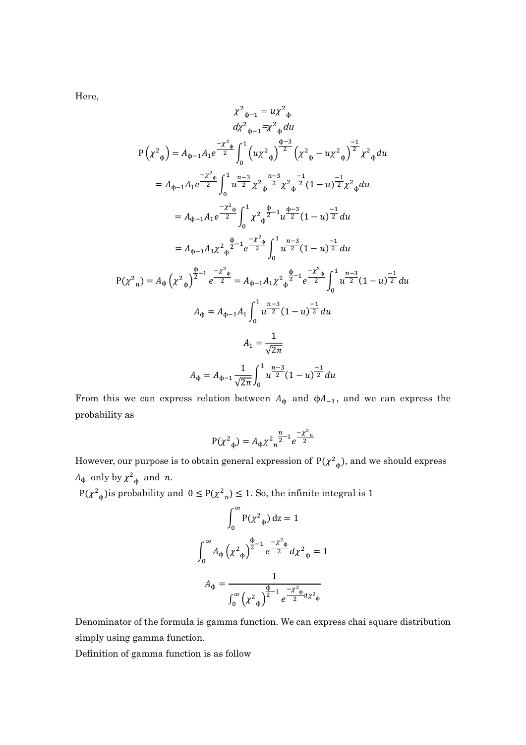Here,

$$\chi^2{}_{\phi-1} = u\chi^2{}_{\phi}$$

$$d\chi^2{}_{\phi-1} = \chi^2{}_{\phi} du$$

$$\mathrm{P}\left(\chi^2{}_{\phi}\right) = A_{\phi-1}A_1 e^{\frac{-\chi^2{}_{\phi}}{2}} \int_0^1 \left(u\chi^2{}_{\phi}\right)^{\frac{\phi-3}{2}} \left(\chi^2{}_{\phi} - u\chi^2{}_{\phi}\right)^{\frac{-1}{2}} \chi^2{}_{\phi} du$$

$$= A_{\phi-1}A_1 e^{\frac{-\chi^2{}_{\phi}}{2}} \int_0^1 u^{\frac{n-3}{2}} \chi^2{}_{\phi}{}^{\frac{n-3}{2}} \chi^2{}_{\phi}{}^{\frac{-1}{2}} (1-u)^{\frac{-1}{2}} \chi^2{}_{\phi} du$$

$$= A_{\phi-1}A_1 e^{\frac{-\chi^2{}_{\phi}}{2}} \int_0^1 \chi^2{}_{\phi}{}^{\frac{\phi}{2}-1} u^{\frac{\phi-3}{2}} (1-u)^{\frac{-1}{2}} du$$

$$= A_{\phi-1}A_1 \chi^2{}_{\phi}{}^{\frac{\phi}{2}-1} e^{\frac{-\chi^2{}_{\phi}}{2}} \int_0^1 u^{\frac{n-3}{2}} (1-u)^{\frac{-1}{2}} du$$

$$\mathrm{P}(\chi^2{}_n) = A_{\phi}\left(\chi^2{}_{\phi}\right)^{\frac{\phi}{2}-1} e^{\frac{-\chi^2{}_{\phi}}{2}} = A_{\phi-1}A_1 \chi^2{}_{\phi}{}^{\frac{\phi}{2}-1} e^{\frac{-\chi^2{}_{\phi}}{2}} \int_0^1 u^{\frac{n-3}{2}} (1-u)^{\frac{-1}{2}} du$$

$$A_{\phi} = A_{\phi-1}A_1 \int_0^1 u^{\frac{n-3}{2}} (1-u)^{\frac{-1}{2}} du$$

$$A_1 = \frac{1}{\sqrt{2\pi}}$$

$$A_{\phi} = A_{\phi-1} \frac{1}{\sqrt{2\pi}} \int_0^1 u^{\frac{n-3}{2}} (1-u)^{\frac{-1}{2}} du$$

From this we can express relation between $A_{\phi}$ and $\phi A_{-1}$, and we can express the probability as

$$\mathrm{P}(\chi^2{}_{\phi}) = A_{\phi} \chi^2{}_n{}^{\frac{n}{2}-1} e^{\frac{-\chi^2{}_n}{2}}$$

However, our purpose is to obtain general expression of $\mathrm{P}(\chi^2{}_{\phi})$, and we should express $A_{\phi}$ only by $\chi^2{}_{\phi}$ and $n$.

$\mathrm{P}(\chi^2{}_{\phi})$is probability and $0 \leq \mathrm{P}(\chi^2{}_n) \leq 1$. So, the infinite integral is 1

$$\int_0^{\infty} \mathrm{P}(\chi^2{}_{\phi})\, \mathrm{dz} = 1$$

$$\int_0^{\infty} A_{\phi} \left(\chi^2{}_{\phi}\right)^{\frac{\phi}{2}-1} e^{\frac{-\chi^2{}_{\phi}}{2}} d\chi^2{}_{\phi} = 1$$

$$A_{\phi} = \frac{1}{\int_0^{\infty} \left(\chi^2{}_{\phi}\right)^{\frac{\phi}{2}-1} e^{\frac{-\chi^2{}_{\phi}}{2}} d\chi^2{}_{\phi}}$$

Denominator of the formula is gamma function. We can express chai square distribution simply using gamma function.

Definition of gamma function is as follow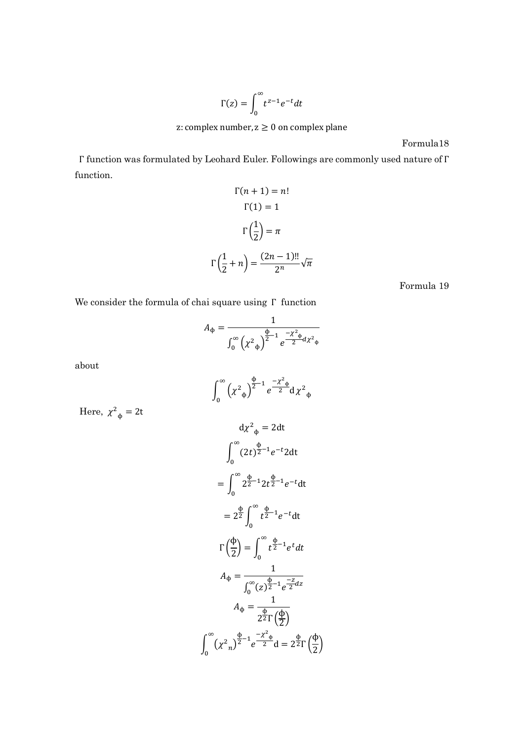$$\Gamma(z) = \int_0^\infty t^{z-1} e^{-t} dt$$

z: complex number, $z \geq 0$ on complex plane

Formula18

Γ function was formulated by Leohard Euler. Followings are commonly used nature of Γ function.

$$\Gamma(n+1) = n!$$

$$\Gamma(1) = 1$$

$$\Gamma\left(\frac{1}{2}\right) = \pi$$

$$\Gamma\left(\frac{1}{2} + n\right) = \frac{(2n-1)!!}{2^n}\sqrt{\pi}$$

Formula 19

We consider the formula of chai square using Γ function

$$A_\phi = \frac{1}{\int_0^\infty \left(\chi^2{}_\phi\right)^{\frac{\phi}{2}-1} e^{\frac{-\chi^2{}_\phi}{2}d\chi^2{}_\phi}}$$

about

$$\int_0^\infty \left(\chi^2{}_\phi\right)^{\frac{\phi}{2}-1} e^{\frac{-\chi^2{}_\phi}{2}} \mathrm{d}\chi^2{}_\phi$$

Here, $\chi^2{}_\phi = 2\mathrm{t}$

$$\mathrm{d}\chi^2{}_\phi = 2\mathrm{dt}$$

$$\int_0^\infty (2t)^{\frac{\phi}{2}-1} e^{-t} 2\mathrm{dt}$$

$$= \int_0^\infty 2^{\frac{\phi}{2}-1} 2t^{\frac{\phi}{2}-1} e^{-t} \mathrm{dt}$$

$$= 2^{\frac{\phi}{2}} \int_0^\infty t^{\frac{\phi}{2}-1} e^{-t} \mathrm{dt}$$

$$\Gamma\left(\frac{\phi}{2}\right) = \int_0^\infty t^{\frac{\phi}{2}-1} e^{t} dt$$

$$A_\phi = \frac{1}{\int_0^\infty (z)^{\frac{\phi}{2}-1} e^{\frac{-z}{2}dz}}$$

$$A_\phi = \frac{1}{2^{\frac{\phi}{2}}\Gamma\left(\frac{\phi}{2}\right)}$$

$$\int_0^\infty \left(\chi^2{}_n\right)^{\frac{\phi}{2}-1} e^{\frac{-\chi^2{}_\phi}{2}} \mathrm{d} = 2^{\frac{\phi}{2}}\Gamma\left(\frac{\phi}{2}\right)$$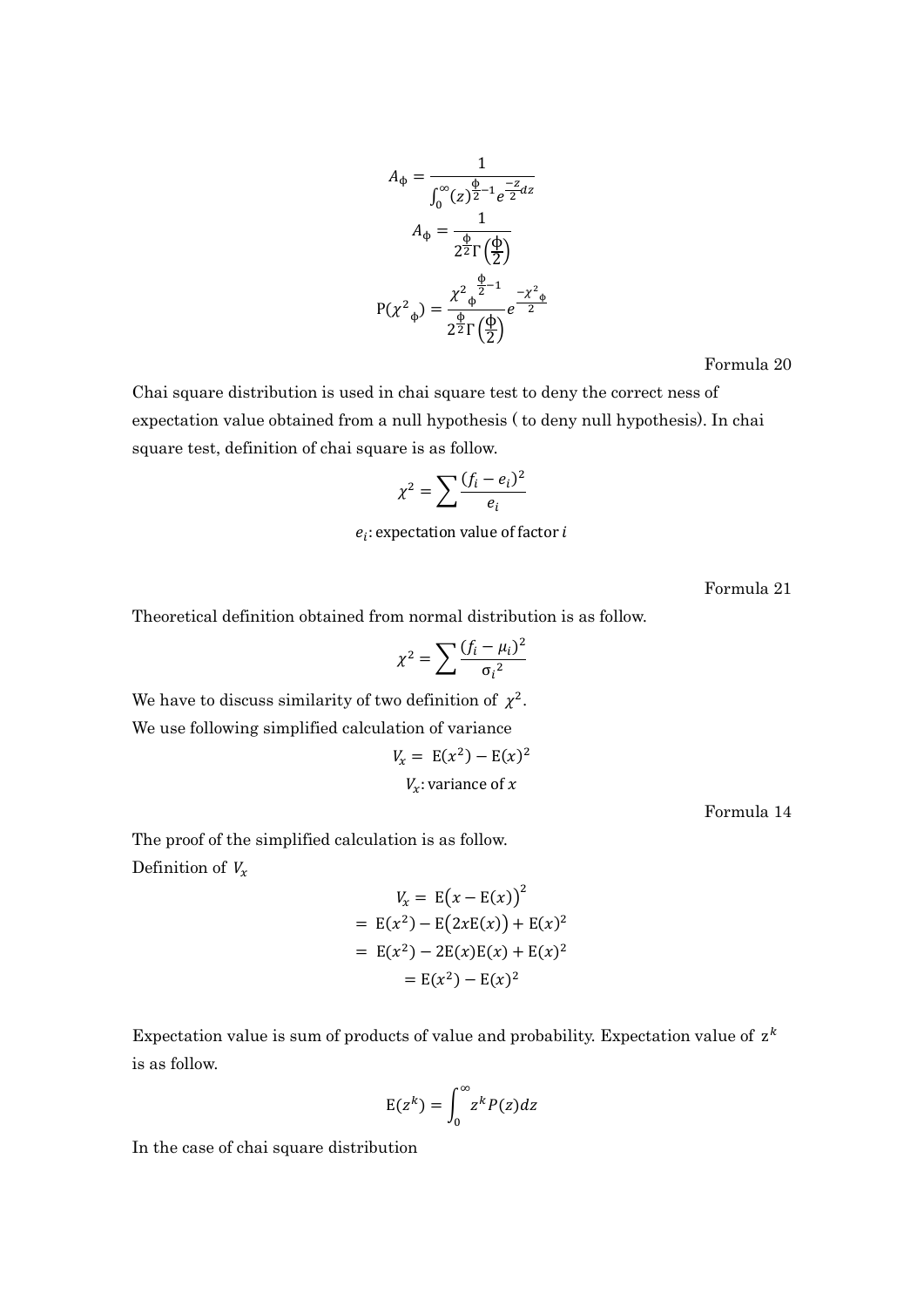$$A_{\phi} = \frac{1}{\int_0^{\infty} (z)^{\frac{\phi}{2}-1} e^{\frac{-z}{2}} dz}$$

$$A_{\phi} = \frac{1}{2^{\frac{\phi}{2}} \Gamma\left(\frac{\phi}{2}\right)}$$

$$\mathrm{P}({\chi^2}_{\phi}) = \frac{{{\chi^2}_{\phi}}^{\frac{\phi}{2}-1}}{2^{\frac{\phi}{2}} \Gamma\left(\frac{\phi}{2}\right)} e^{\frac{-{\chi^2}_{\phi}}{2}}$$

Formula 20

Chai square distribution is used in chai square test to deny the correct ness of expectation value obtained from a null hypothesis ( to deny null hypothesis). In chai square test, definition of chai square is as follow.

$$\chi^2 = \sum \frac{(f_i - e_i)^2}{e_i}$$

$e_i$: expectation value of factor $i$

Formula 21

Theoretical definition obtained from normal distribution is as follow.

$$\chi^2 = \sum \frac{(f_i - \mu_i)^2}{{\sigma_i}^2}$$

We have to discuss similarity of two definition of $\chi^2$.

We use following simplified calculation of variance

$$V_x = \mathrm{E}(x^2) - \mathrm{E}(x)^2$$

$V_x$: variance of $x$

Formula 14

The proof of the simplified calculation is as follow.

Definition of $V_x$

$$\begin{aligned} V_x &= \mathrm{E}\big(x - \mathrm{E}(x)\big)^2 \\ &= \mathrm{E}(x^2) - \mathrm{E}\big(2x\mathrm{E}(x)\big) + \mathrm{E}(x)^2 \\ &= \mathrm{E}(x^2) - 2\mathrm{E}(x)\mathrm{E}(x) + \mathrm{E}(x)^2 \\ &= \mathrm{E}(x^2) - \mathrm{E}(x)^2 \end{aligned}$$

Expectation value is sum of products of value and probability. Expectation value of $\mathrm{z}^k$ is as follow.

$$\mathrm{E}(z^k) = \int_0^{\infty} z^k P(z) dz$$

In the case of chai square distribution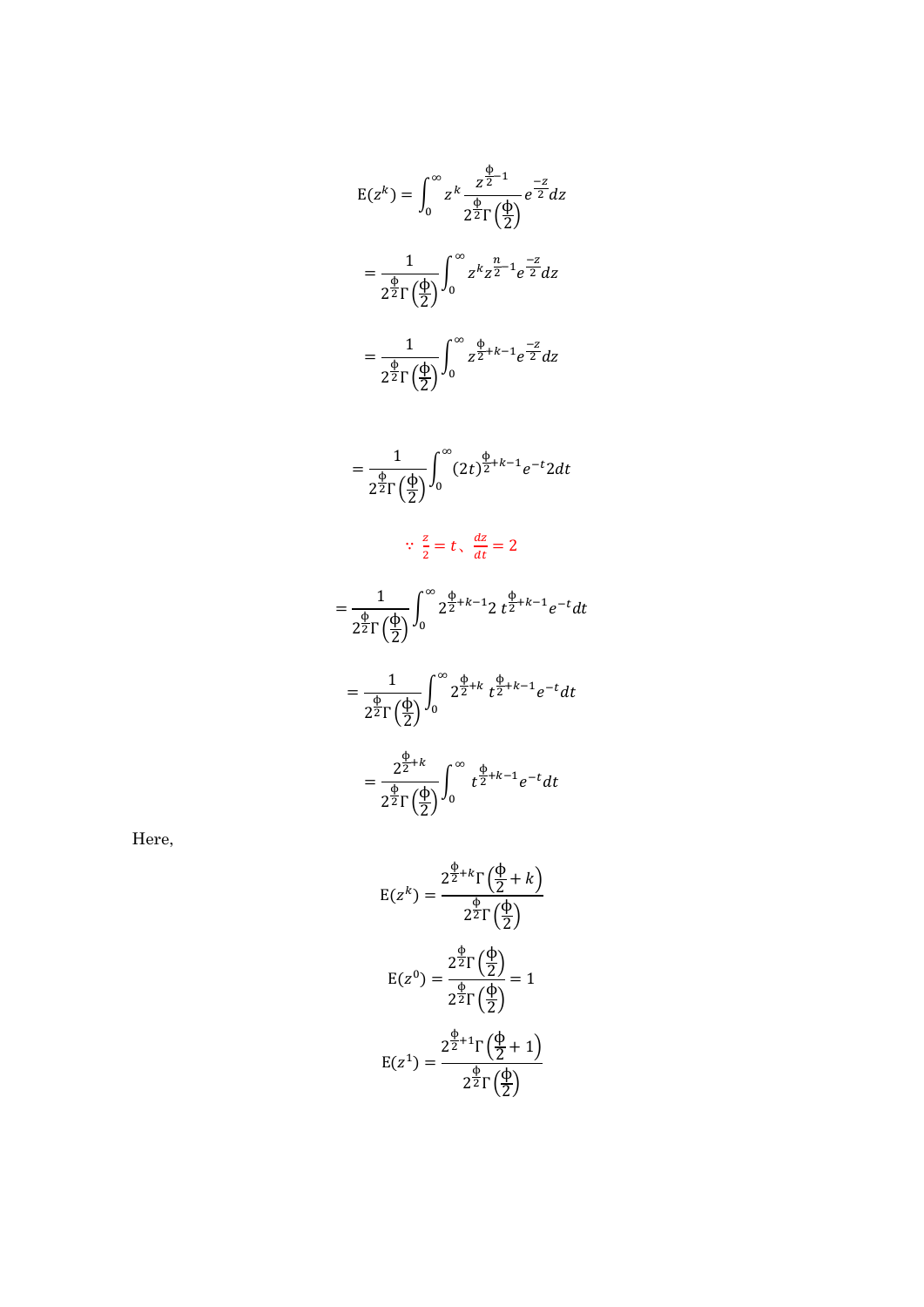$$\mathrm{E}(z^k) = \int_0^\infty z^k \frac{z^{\frac{\phi}{2}-1}}{2^{\frac{\phi}{2}}\Gamma\left(\frac{\phi}{2}\right)} e^{\frac{-z}{2}} dz$$

$$= \frac{1}{2^{\frac{\phi}{2}}\Gamma\left(\frac{\phi}{2}\right)} \int_0^\infty z^k z^{\frac{n}{2}-1} e^{\frac{-z}{2}} dz$$

$$= \frac{1}{2^{\frac{\phi}{2}}\Gamma\left(\frac{\phi}{2}\right)} \int_0^\infty z^{\frac{\phi}{2}+k-1} e^{\frac{-z}{2}} dz$$

$$= \frac{1}{2^{\frac{\phi}{2}}\Gamma\left(\frac{\phi}{2}\right)} \int_0^\infty (2t)^{\frac{\phi}{2}+k-1} e^{-t} 2dt$$

$$\because \frac{z}{2} = t、\frac{dz}{dt} = 2$$

$$= \frac{1}{2^{\frac{\phi}{2}}\Gamma\left(\frac{\phi}{2}\right)} \int_0^\infty 2^{\frac{\phi}{2}+k-1} 2\, t^{\frac{\phi}{2}+k-1} e^{-t} dt$$

$$= \frac{1}{2^{\frac{\phi}{2}}\Gamma\left(\frac{\phi}{2}\right)} \int_0^\infty 2^{\frac{\phi}{2}+k}\, t^{\frac{\phi}{2}+k-1} e^{-t} dt$$

$$= \frac{2^{\frac{\phi}{2}+k}}{2^{\frac{\phi}{2}}\Gamma\left(\frac{\phi}{2}\right)} \int_0^\infty t^{\frac{\phi}{2}+k-1} e^{-t} dt$$

Here,

$$\mathrm{E}(z^k) = \frac{2^{\frac{\phi}{2}+k}\Gamma\left(\frac{\phi}{2}+k\right)}{2^{\frac{\phi}{2}}\Gamma\left(\frac{\phi}{2}\right)}$$

$$\mathrm{E}(z^0) = \frac{2^{\frac{\phi}{2}}\Gamma\left(\frac{\phi}{2}\right)}{2^{\frac{\phi}{2}}\Gamma\left(\frac{\phi}{2}\right)} = 1$$

$$\mathrm{E}(z^1) = \frac{2^{\frac{\phi}{2}+1}\Gamma\left(\frac{\phi}{2}+1\right)}{2^{\frac{\phi}{2}}\Gamma\left(\frac{\phi}{2}\right)}$$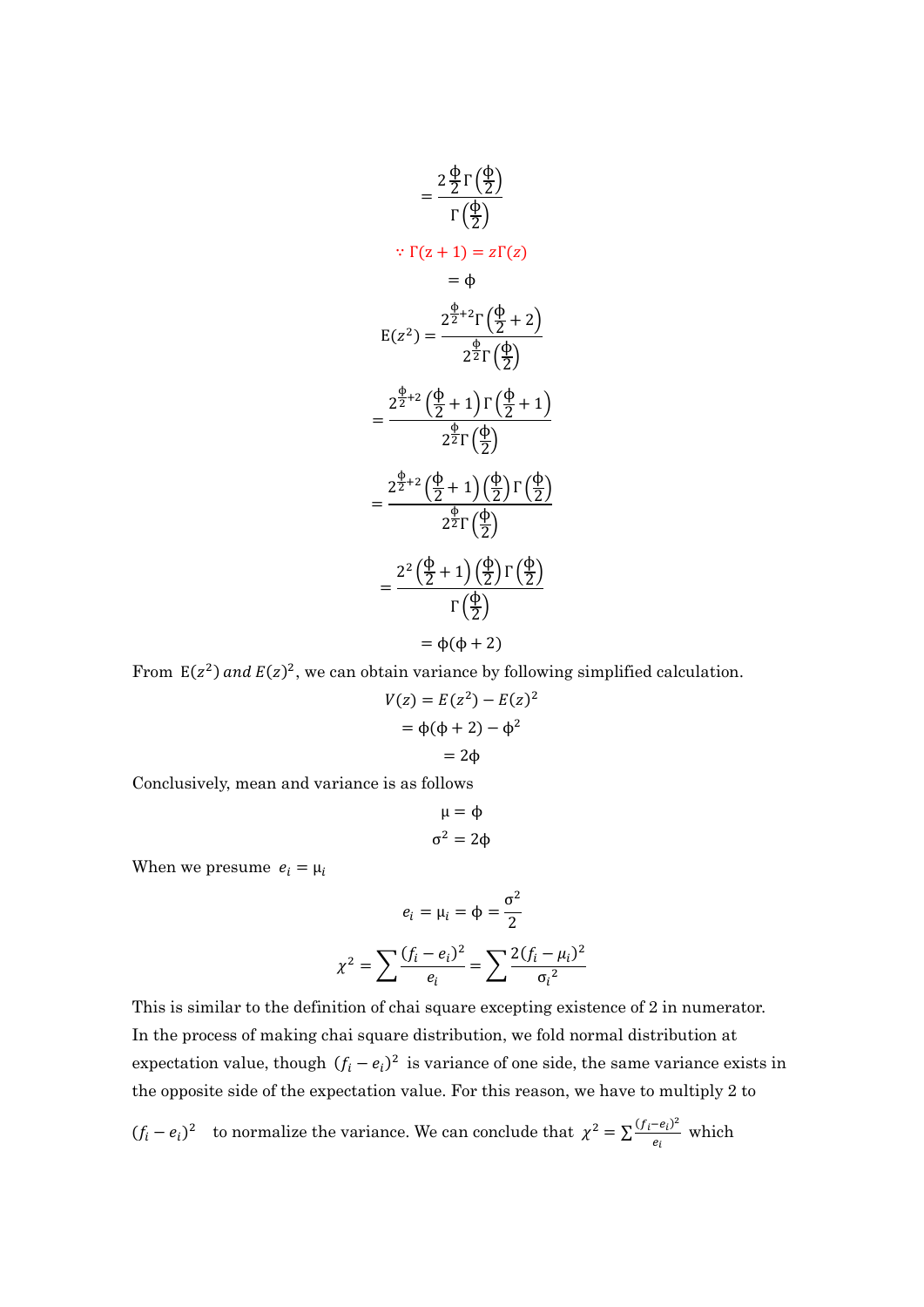$$= \frac{2\frac{\phi}{2}\Gamma\left(\frac{\phi}{2}\right)}{\Gamma\left(\frac{\phi}{2}\right)}$$

$$\because \Gamma(z+1) = z\Gamma(z)$$

$$= \phi$$

$$E(z^2) = \frac{2^{\frac{\phi}{2}+2}\Gamma\left(\frac{\phi}{2}+2\right)}{2^{\frac{\phi}{2}}\Gamma\left(\frac{\phi}{2}\right)}$$

$$= \frac{2^{\frac{\phi}{2}+2}\left(\frac{\phi}{2}+1\right)\Gamma\left(\frac{\phi}{2}+1\right)}{2^{\frac{\phi}{2}}\Gamma\left(\frac{\phi}{2}\right)}$$

$$= \frac{2^{\frac{\phi}{2}+2}\left(\frac{\phi}{2}+1\right)\left(\frac{\phi}{2}\right)\Gamma\left(\frac{\phi}{2}\right)}{2^{\frac{\phi}{2}}\Gamma\left(\frac{\phi}{2}\right)}$$

$$= \frac{2^2\left(\frac{\phi}{2}+1\right)\left(\frac{\phi}{2}\right)\Gamma\left(\frac{\phi}{2}\right)}{\Gamma\left(\frac{\phi}{2}\right)}$$

$$= \phi(\phi+2)$$

From $E(z^2)$ *and* $E(z)^2$, we can obtain variance by following simplified calculation.

$$V(z) = E(z^2) - E(z)^2$$

$$= \phi(\phi+2) - \phi^2$$

$$= 2\phi$$

Conclusively, mean and variance is as follows

$$\mu = \phi$$

$$\sigma^2 = 2\phi$$

When we presume $e_i = \mu_i$

$$e_i = \mu_i = \phi = \frac{\sigma^2}{2}$$

$$\chi^2 = \sum \frac{(f_i - e_i)^2}{e_i} = \sum \frac{2(f_i - \mu_i)^2}{{\sigma_i}^2}$$

This is similar to the definition of chai square excepting existence of 2 in numerator. In the process of making chai square distribution, we fold normal distribution at expectation value, though $(f_i - e_i)^2$ is variance of one side, the same variance exists in the opposite side of the expectation value. For this reason, we have to multiply 2 to $(f_i - e_i)^2$ to normalize the variance. We can conclude that $\chi^2 = \sum \frac{(f_i - e_i)^2}{e_i}$ which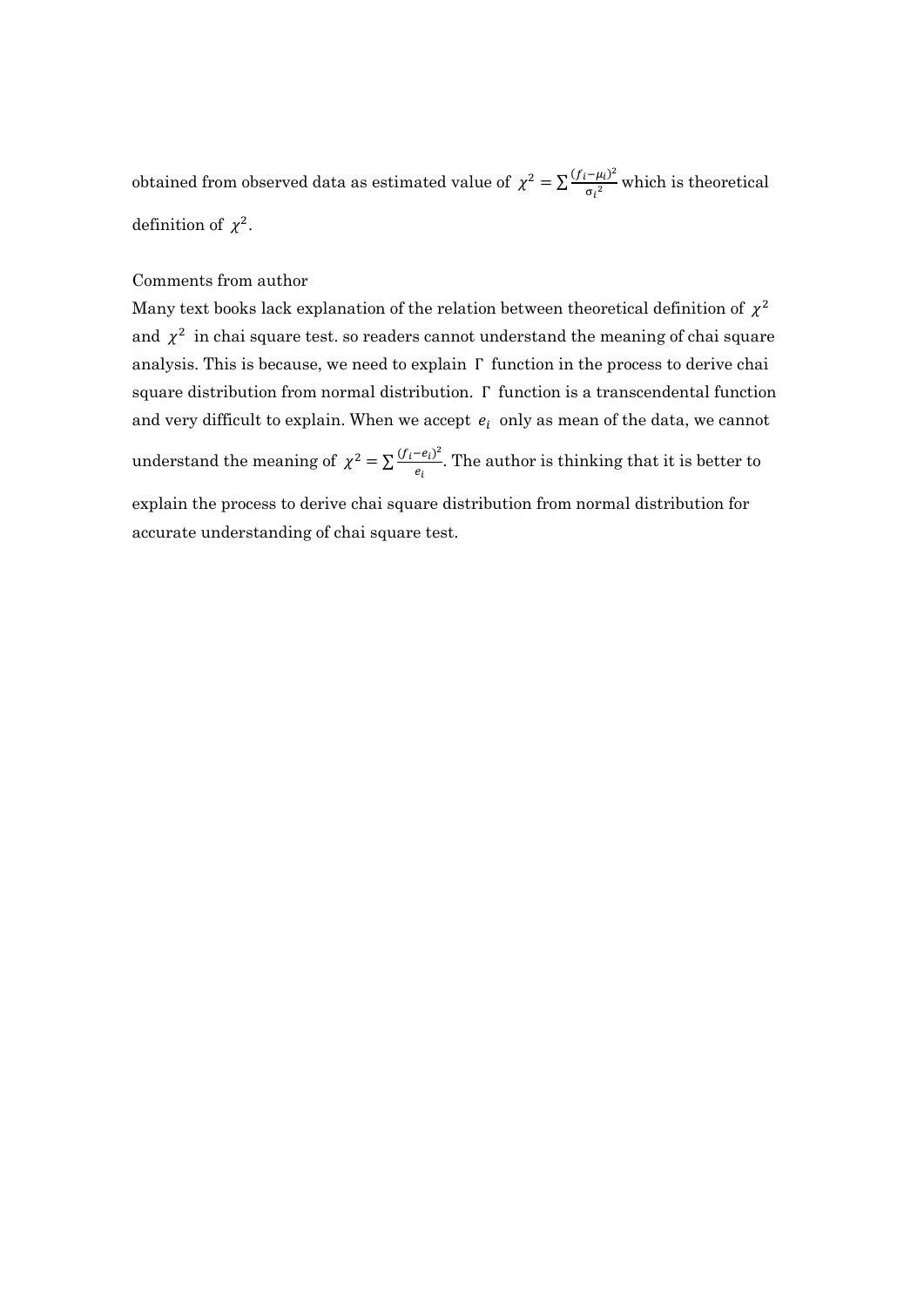obtained from observed data as estimated value of $\chi^2 = \sum \frac{(f_i - \mu_i)^2}{\sigma_i^2}$ which is theoretical definition of $\chi^2$.

Comments from author

Many text books lack explanation of the relation between theoretical definition of $\chi^2$ and $\chi^2$ in chai square test. so readers cannot understand the meaning of chai square analysis. This is because, we need to explain $\Gamma$ function in the process to derive chai square distribution from normal distribution. $\Gamma$ function is a transcendental function and very difficult to explain. When we accept $e_i$ only as mean of the data, we cannot understand the meaning of $\chi^2 = \sum \frac{(f_i - e_i)^2}{e_i}$. The author is thinking that it is better to explain the process to derive chai square distribution from normal distribution for accurate understanding of chai square test.